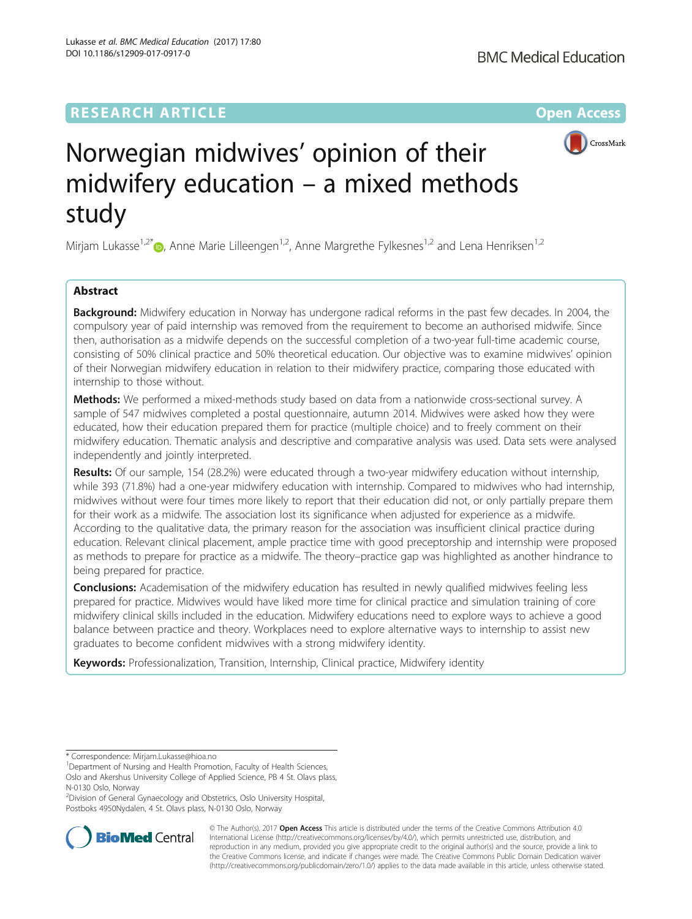**RESEARCH ARTICLE** **Open Access**

# Norwegian midwives' opinion of their midwifery education – a mixed methods study

Mirjam Lukasse[1,2*], Anne Marie Lilleengen[1,2], Anne Margrethe Fylkesnes[1,2] and Lena Henriksen[1,2]

## Abstract

**Background:** Midwifery education in Norway has undergone radical reforms in the past few decades. In 2004, the compulsory year of paid internship was removed from the requirement to become an authorised midwife. Since then, authorisation as a midwife depends on the successful completion of a two-year full-time academic course, consisting of 50% clinical practice and 50% theoretical education. Our objective was to examine midwives' opinion of their Norwegian midwifery education in relation to their midwifery practice, comparing those educated with internship to those without.

**Methods:** We performed a mixed-methods study based on data from a nationwide cross-sectional survey. A sample of 547 midwives completed a postal questionnaire, autumn 2014. Midwives were asked how they were educated, how their education prepared them for practice (multiple choice) and to freely comment on their midwifery education. Thematic analysis and descriptive and comparative analysis was used. Data sets were analysed independently and jointly interpreted.

**Results:** Of our sample, 154 (28.2%) were educated through a two-year midwifery education without internship, while 393 (71.8%) had a one-year midwifery education with internship. Compared to midwives who had internship, midwives without were four times more likely to report that their education did not, or only partially prepare them for their work as a midwife. The association lost its significance when adjusted for experience as a midwife. According to the qualitative data, the primary reason for the association was insufficient clinical practice during education. Relevant clinical placement, ample practice time with good preceptorship and internship were proposed as methods to prepare for practice as a midwife. The theory–practice gap was highlighted as another hindrance to being prepared for practice.

**Conclusions:** Academisation of the midwifery education has resulted in newly qualified midwives feeling less prepared for practice. Midwives would have liked more time for clinical practice and simulation training of core midwifery clinical skills included in the education. Midwifery educations need to explore ways to achieve a good balance between practice and theory. Workplaces need to explore alternative ways to internship to assist new graduates to become confident midwives with a strong midwifery identity.

**Keywords:** Professionalization, Transition, Internship, Clinical practice, Midwifery identity

---

\* Correspondence: Mirjam.Lukasse@hioa.no

[1]Department of Nursing and Health Promotion, Faculty of Health Sciences, Oslo and Akershus University College of Applied Science, PB 4 St. Olavs plass, N-0130 Oslo, Norway

[2]Division of General Gynaecology and Obstetrics, Oslo University Hospital, Postboks 4950Nydalen, 4 St. Olavs plass, N-0130 Oslo, Norway

© The Author(s). 2017 **Open Access** This article is distributed under the terms of the Creative Commons Attribution 4.0 International License (http://creativecommons.org/licenses/by/4.0/), which permits unrestricted use, distribution, and reproduction in any medium, provided you give appropriate credit to the original author(s) and the source, provide a link to the Creative Commons license, and indicate if changes were made. The Creative Commons Public Domain Dedication waiver (http://creativecommons.org/publicdomain/zero/1.0/) applies to the data made available in this article, unless otherwise stated.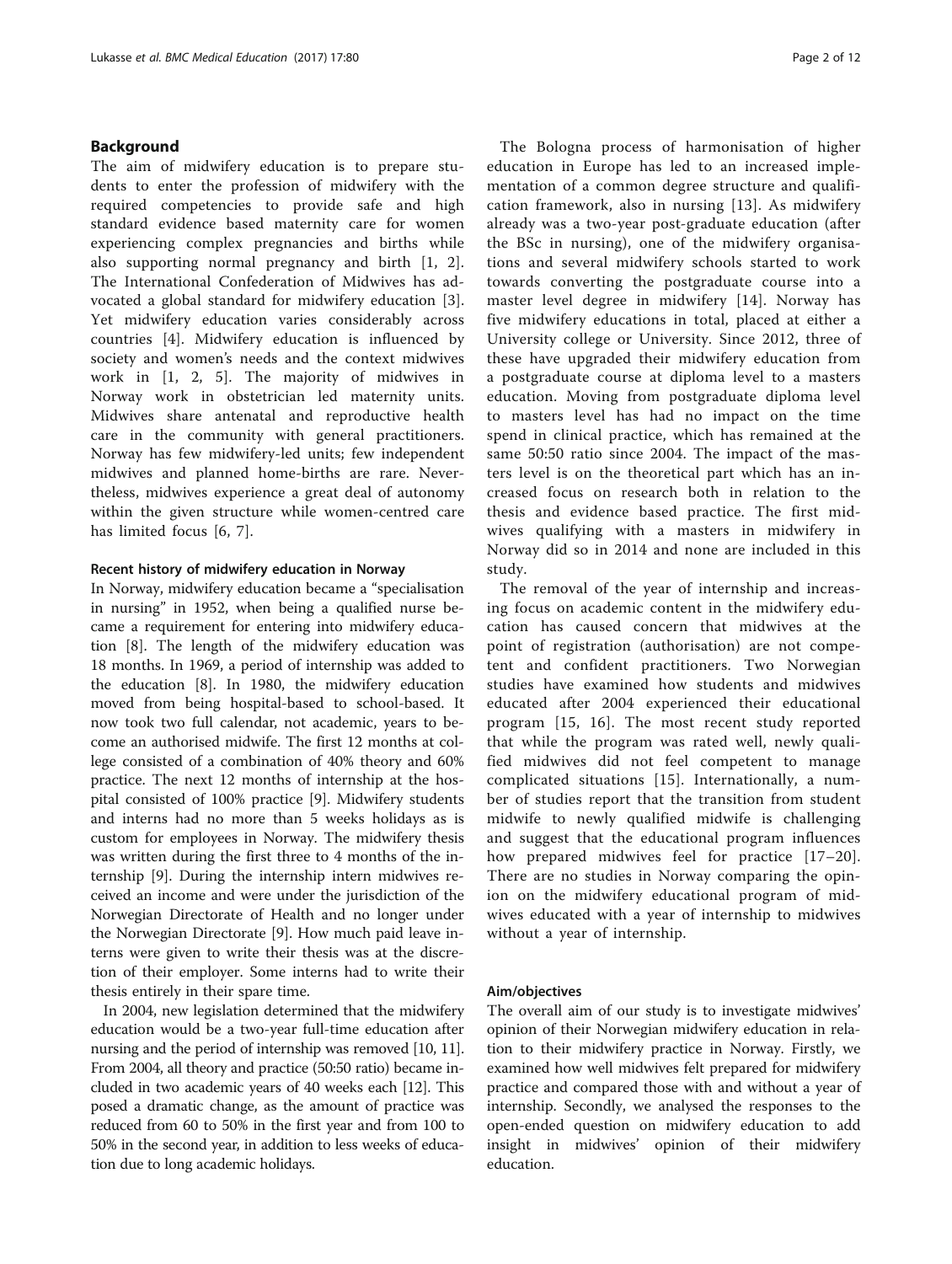## Background

The aim of midwifery education is to prepare students to enter the profession of midwifery with the required competencies to provide safe and high standard evidence based maternity care for women experiencing complex pregnancies and births while also supporting normal pregnancy and birth [1, 2]. The International Confederation of Midwives has advocated a global standard for midwifery education [3]. Yet midwifery education varies considerably across countries [4]. Midwifery education is influenced by society and women's needs and the context midwives work in [1, 2, 5]. The majority of midwives in Norway work in obstetrician led maternity units. Midwives share antenatal and reproductive health care in the community with general practitioners. Norway has few midwifery-led units; few independent midwives and planned home-births are rare. Nevertheless, midwives experience a great deal of autonomy within the given structure while women-centred care has limited focus [6, 7].

### Recent history of midwifery education in Norway

In Norway, midwifery education became a "specialisation in nursing" in 1952, when being a qualified nurse became a requirement for entering into midwifery education [8]. The length of the midwifery education was 18 months. In 1969, a period of internship was added to the education [8]. In 1980, the midwifery education moved from being hospital-based to school-based. It now took two full calendar, not academic, years to become an authorised midwife. The first 12 months at college consisted of a combination of 40% theory and 60% practice. The next 12 months of internship at the hospital consisted of 100% practice [9]. Midwifery students and interns had no more than 5 weeks holidays as is custom for employees in Norway. The midwifery thesis was written during the first three to 4 months of the internship [9]. During the internship intern midwives received an income and were under the jurisdiction of the Norwegian Directorate of Health and no longer under the Norwegian Directorate [9]. How much paid leave interns were given to write their thesis was at the discretion of their employer. Some interns had to write their thesis entirely in their spare time.

In 2004, new legislation determined that the midwifery education would be a two-year full-time education after nursing and the period of internship was removed [10, 11]. From 2004, all theory and practice (50:50 ratio) became included in two academic years of 40 weeks each [12]. This posed a dramatic change, as the amount of practice was reduced from 60 to 50% in the first year and from 100 to 50% in the second year, in addition to less weeks of education due to long academic holidays.

The Bologna process of harmonisation of higher education in Europe has led to an increased implementation of a common degree structure and qualification framework, also in nursing [13]. As midwifery already was a two-year post-graduate education (after the BSc in nursing), one of the midwifery organisations and several midwifery schools started to work towards converting the postgraduate course into a master level degree in midwifery [14]. Norway has five midwifery educations in total, placed at either a University college or University. Since 2012, three of these have upgraded their midwifery education from a postgraduate course at diploma level to a masters education. Moving from postgraduate diploma level to masters level has had no impact on the time spend in clinical practice, which has remained at the same 50:50 ratio since 2004. The impact of the masters level is on the theoretical part which has an increased focus on research both in relation to the thesis and evidence based practice. The first midwives qualifying with a masters in midwifery in Norway did so in 2014 and none are included in this study.

The removal of the year of internship and increasing focus on academic content in the midwifery education has caused concern that midwives at the point of registration (authorisation) are not competent and confident practitioners. Two Norwegian studies have examined how students and midwives educated after 2004 experienced their educational program [15, 16]. The most recent study reported that while the program was rated well, newly qualified midwives did not feel competent to manage complicated situations [15]. Internationally, a number of studies report that the transition from student midwife to newly qualified midwife is challenging and suggest that the educational program influences how prepared midwives feel for practice [17–20]. There are no studies in Norway comparing the opinion on the midwifery educational program of midwives educated with a year of internship to midwives without a year of internship.

### Aim/objectives

The overall aim of our study is to investigate midwives' opinion of their Norwegian midwifery education in relation to their midwifery practice in Norway. Firstly, we examined how well midwives felt prepared for midwifery practice and compared those with and without a year of internship. Secondly, we analysed the responses to the open-ended question on midwifery education to add insight in midwives' opinion of their midwifery education.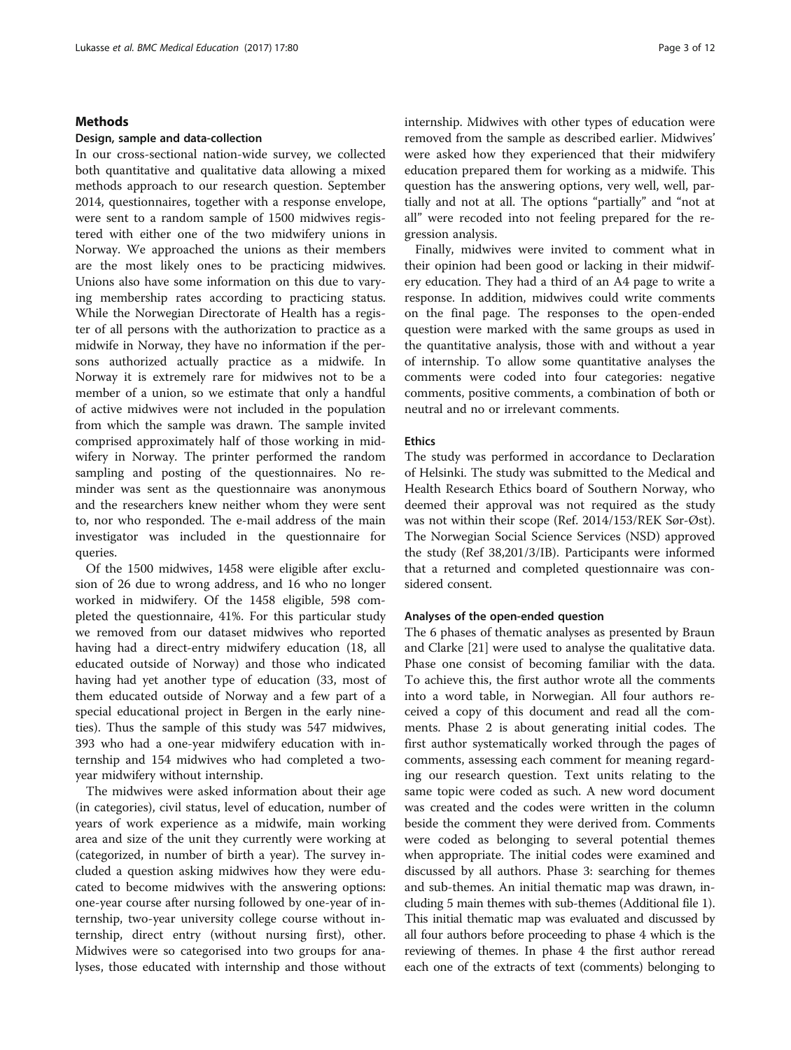## Methods

### Design, sample and data-collection

In our cross-sectional nation-wide survey, we collected both quantitative and qualitative data allowing a mixed methods approach to our research question. September 2014, questionnaires, together with a response envelope, were sent to a random sample of 1500 midwives registered with either one of the two midwifery unions in Norway. We approached the unions as their members are the most likely ones to be practicing midwives. Unions also have some information on this due to varying membership rates according to practicing status. While the Norwegian Directorate of Health has a register of all persons with the authorization to practice as a midwife in Norway, they have no information if the persons authorized actually practice as a midwife. In Norway it is extremely rare for midwives not to be a member of a union, so we estimate that only a handful of active midwives were not included in the population from which the sample was drawn. The sample invited comprised approximately half of those working in midwifery in Norway. The printer performed the random sampling and posting of the questionnaires. No reminder was sent as the questionnaire was anonymous and the researchers knew neither whom they were sent to, nor who responded. The e-mail address of the main investigator was included in the questionnaire for queries.

Of the 1500 midwives, 1458 were eligible after exclusion of 26 due to wrong address, and 16 who no longer worked in midwifery. Of the 1458 eligible, 598 completed the questionnaire, 41%. For this particular study we removed from our dataset midwives who reported having had a direct-entry midwifery education (18, all educated outside of Norway) and those who indicated having had yet another type of education (33, most of them educated outside of Norway and a few part of a special educational project in Bergen in the early nineties). Thus the sample of this study was 547 midwives, 393 who had a one-year midwifery education with internship and 154 midwives who had completed a two-year midwifery without internship.

The midwives were asked information about their age (in categories), civil status, level of education, number of years of work experience as a midwife, main working area and size of the unit they currently were working at (categorized, in number of birth a year). The survey included a question asking midwives how they were educated to become midwives with the answering options: one-year course after nursing followed by one-year of internship, two-year university college course without internship, direct entry (without nursing first), other. Midwives were so categorised into two groups for analyses, those educated with internship and those without internship. Midwives with other types of education were removed from the sample as described earlier. Midwives' were asked how they experienced that their midwifery education prepared them for working as a midwife. This question has the answering options, very well, well, partially and not at all. The options "partially" and "not at all" were recoded into not feeling prepared for the regression analysis.

Finally, midwives were invited to comment what in their opinion had been good or lacking in their midwifery education. They had a third of an A4 page to write a response. In addition, midwives could write comments on the final page. The responses to the open-ended question were marked with the same groups as used in the quantitative analysis, those with and without a year of internship. To allow some quantitative analyses the comments were coded into four categories: negative comments, positive comments, a combination of both or neutral and no or irrelevant comments.

### Ethics

The study was performed in accordance to Declaration of Helsinki. The study was submitted to the Medical and Health Research Ethics board of Southern Norway, who deemed their approval was not required as the study was not within their scope (Ref. 2014/153/REK Sør-Øst). The Norwegian Social Science Services (NSD) approved the study (Ref 38,201/3/IB). Participants were informed that a returned and completed questionnaire was considered consent.

### Analyses of the open-ended question

The 6 phases of thematic analyses as presented by Braun and Clarke [21] were used to analyse the qualitative data. Phase one consist of becoming familiar with the data. To achieve this, the first author wrote all the comments into a word table, in Norwegian. All four authors received a copy of this document and read all the comments. Phase 2 is about generating initial codes. The first author systematically worked through the pages of comments, assessing each comment for meaning regarding our research question. Text units relating to the same topic were coded as such. A new word document was created and the codes were written in the column beside the comment they were derived from. Comments were coded as belonging to several potential themes when appropriate. The initial codes were examined and discussed by all authors. Phase 3: searching for themes and sub-themes. An initial thematic map was drawn, including 5 main themes with sub-themes (Additional file 1). This initial thematic map was evaluated and discussed by all four authors before proceeding to phase 4 which is the reviewing of themes. In phase 4 the first author reread each one of the extracts of text (comments) belonging to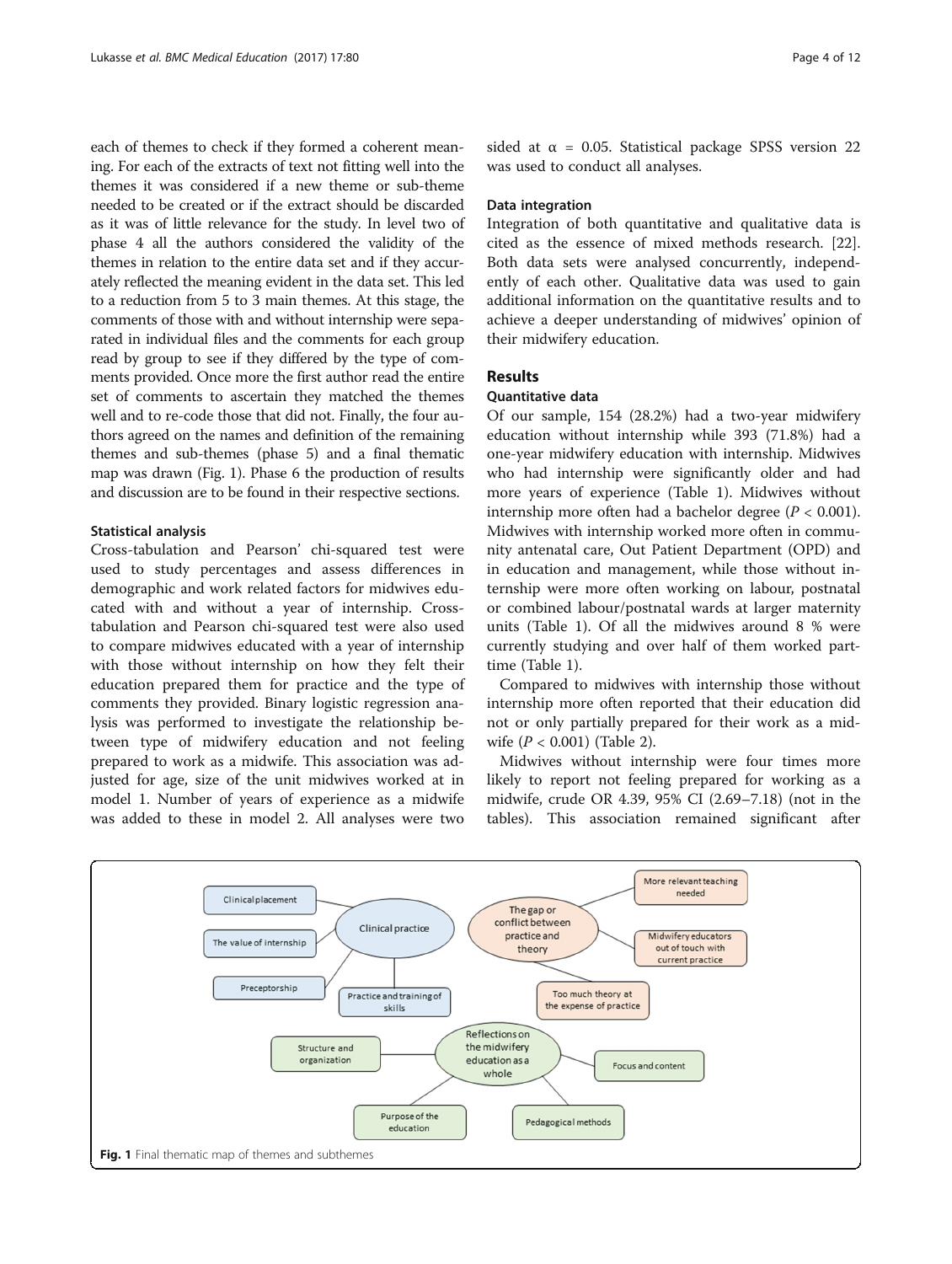each of themes to check if they formed a coherent meaning. For each of the extracts of text not fitting well into the themes it was considered if a new theme or sub-theme needed to be created or if the extract should be discarded as it was of little relevance for the study. In level two of phase 4 all the authors considered the validity of the themes in relation to the entire data set and if they accurately reflected the meaning evident in the data set. This led to a reduction from 5 to 3 main themes. At this stage, the comments of those with and without internship were separated in individual files and the comments for each group read by group to see if they differed by the type of comments provided. Once more the first author read the entire set of comments to ascertain they matched the themes well and to re-code those that did not. Finally, the four authors agreed on the names and definition of the remaining themes and sub-themes (phase 5) and a final thematic map was drawn (Fig. 1). Phase 6 the production of results and discussion are to be found in their respective sections.

### Statistical analysis

Cross-tabulation and Pearson' chi-squared test were used to study percentages and assess differences in demographic and work related factors for midwives educated with and without a year of internship. Cross-tabulation and Pearson chi-squared test were also used to compare midwives educated with a year of internship with those without internship on how they felt their education prepared them for practice and the type of comments they provided. Binary logistic regression analysis was performed to investigate the relationship between type of midwifery education and not feeling prepared to work as a midwife. This association was adjusted for age, size of the unit midwives worked at in model 1. Number of years of experience as a midwife was added to these in model 2. All analyses were two sided at $\alpha = 0.05$. Statistical package SPSS version 22 was used to conduct all analyses.

### Data integration

Integration of both quantitative and qualitative data is cited as the essence of mixed methods research. [22]. Both data sets were analysed concurrently, independently of each other. Qualitative data was used to gain additional information on the quantitative results and to achieve a deeper understanding of midwives' opinion of their midwifery education.

## Results

### Quantitative data

Of our sample, 154 (28.2%) had a two-year midwifery education without internship while 393 (71.8%) had a one-year midwifery education with internship. Midwives who had internship were significantly older and had more years of experience (Table 1). Midwives without internship more often had a bachelor degree ($P < 0.001$). Midwives with internship worked more often in community antenatal care, Out Patient Department (OPD) and in education and management, while those without internship were more often working on labour, postnatal or combined labour/postnatal wards at larger maternity units (Table 1). Of all the midwives around 8 % were currently studying and over half of them worked part-time (Table 1).

Compared to midwives with internship those without internship more often reported that their education did not or only partially prepared for their work as a midwife ($P < 0.001$) (Table 2).

Midwives without internship were four times more likely to report not feeling prepared for working as a midwife, crude OR 4.39, 95% CI (2.69–7.18) (not in the tables). This association remained significant after

Fig. 1 Final thematic map of themes and subthemes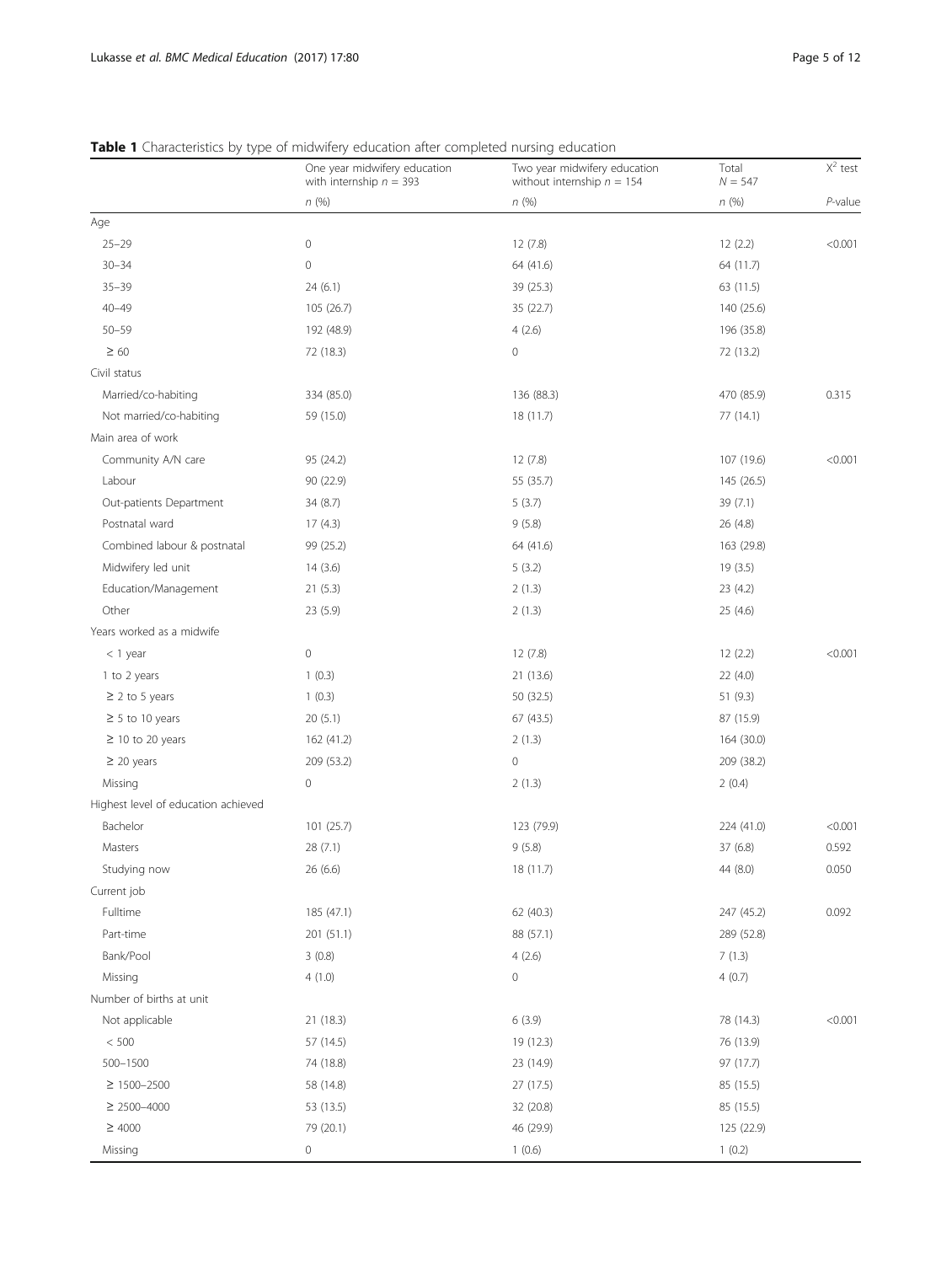**Table 1** Characteristics by type of midwifery education after completed nursing education

| | One year midwifery education with internship $n = 393$ | Two year midwifery education without internship $n = 154$ | Total $N = 547$ | $X^2$ test |
|---|---|---|---|---|
| | *n* (%) | *n* (%) | *n* (%) | *P*-value |
| Age | | | | |
| 25–29 | 0 | 12 (7.8) | 12 (2.2) | <0.001 |
| 30–34 | 0 | 64 (41.6) | 64 (11.7) | |
| 35–39 | 24 (6.1) | 39 (25.3) | 63 (11.5) | |
| 40–49 | 105 (26.7) | 35 (22.7) | 140 (25.6) | |
| 50–59 | 192 (48.9) | 4 (2.6) | 196 (35.8) | |
| ≥ 60 | 72 (18.3) | 0 | 72 (13.2) | |
| Civil status | | | | |
| Married/co-habiting | 334 (85.0) | 136 (88.3) | 470 (85.9) | 0.315 |
| Not married/co-habiting | 59 (15.0) | 18 (11.7) | 77 (14.1) | |
| Main area of work | | | | |
| Community A/N care | 95 (24.2) | 12 (7.8) | 107 (19.6) | <0.001 |
| Labour | 90 (22.9) | 55 (35.7) | 145 (26.5) | |
| Out-patients Department | 34 (8.7) | 5 (3.7) | 39 (7.1) | |
| Postnatal ward | 17 (4.3) | 9 (5.8) | 26 (4.8) | |
| Combined labour & postnatal | 99 (25.2) | 64 (41.6) | 163 (29.8) | |
| Midwifery led unit | 14 (3.6) | 5 (3.2) | 19 (3.5) | |
| Education/Management | 21 (5.3) | 2 (1.3) | 23 (4.2) | |
| Other | 23 (5.9) | 2 (1.3) | 25 (4.6) | |
| Years worked as a midwife | | | | |
| < 1 year | 0 | 12 (7.8) | 12 (2.2) | <0.001 |
| 1 to 2 years | 1 (0.3) | 21 (13.6) | 22 (4.0) | |
| ≥ 2 to 5 years | 1 (0.3) | 50 (32.5) | 51 (9.3) | |
| ≥ 5 to 10 years | 20 (5.1) | 67 (43.5) | 87 (15.9) | |
| ≥ 10 to 20 years | 162 (41.2) | 2 (1.3) | 164 (30.0) | |
| ≥ 20 years | 209 (53.2) | 0 | 209 (38.2) | |
| Missing | 0 | 2 (1.3) | 2 (0.4) | |
| Highest level of education achieved | | | | |
| Bachelor | 101 (25.7) | 123 (79.9) | 224 (41.0) | <0.001 |
| Masters | 28 (7.1) | 9 (5.8) | 37 (6.8) | 0.592 |
| Studying now | 26 (6.6) | 18 (11.7) | 44 (8.0) | 0.050 |
| Current job | | | | |
| Fulltime | 185 (47.1) | 62 (40.3) | 247 (45.2) | 0.092 |
| Part-time | 201 (51.1) | 88 (57.1) | 289 (52.8) | |
| Bank/Pool | 3 (0.8) | 4 (2.6) | 7 (1.3) | |
| Missing | 4 (1.0) | 0 | 4 (0.7) | |
| Number of births at unit | | | | |
| Not applicable | 21 (18.3) | 6 (3.9) | 78 (14.3) | <0.001 |
| < 500 | 57 (14.5) | 19 (12.3) | 76 (13.9) | |
| 500–1500 | 74 (18.8) | 23 (14.9) | 97 (17.7) | |
| ≥ 1500–2500 | 58 (14.8) | 27 (17.5) | 85 (15.5) | |
| ≥ 2500–4000 | 53 (13.5) | 32 (20.8) | 85 (15.5) | |
| ≥ 4000 | 79 (20.1) | 46 (29.9) | 125 (22.9) | |
| Missing | 0 | 1 (0.6) | 1 (0.2) | |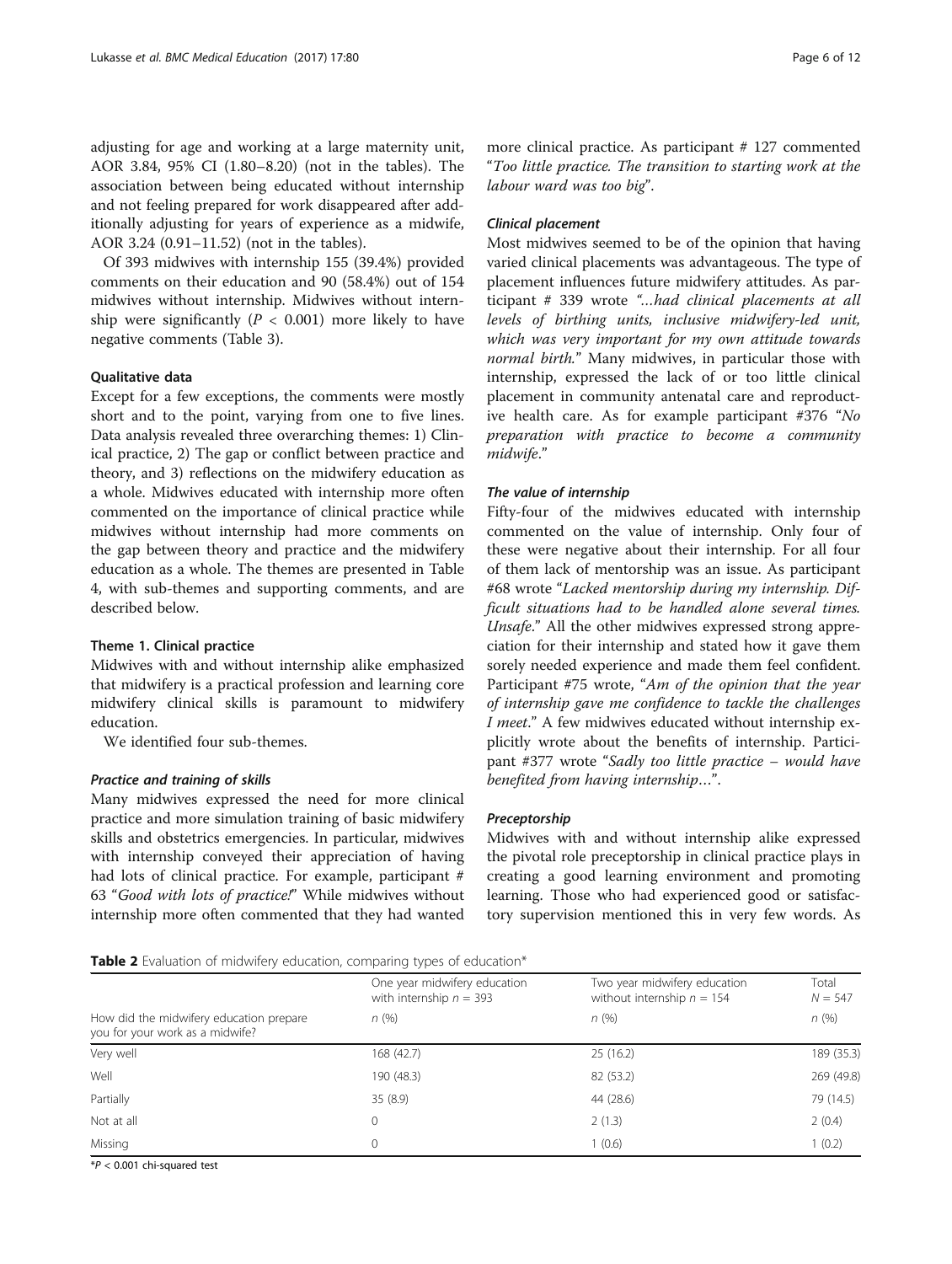adjusting for age and working at a large maternity unit, AOR 3.84, 95% CI (1.80–8.20) (not in the tables). The association between being educated without internship and not feeling prepared for work disappeared after additionally adjusting for years of experience as a midwife, AOR 3.24 (0.91–11.52) (not in the tables).

Of 393 midwives with internship 155 (39.4%) provided comments on their education and 90 (58.4%) out of 154 midwives without internship. Midwives without internship were significantly ($P < 0.001$) more likely to have negative comments (Table 3).

### Qualitative data

Except for a few exceptions, the comments were mostly short and to the point, varying from one to five lines. Data analysis revealed three overarching themes: 1) Clinical practice, 2) The gap or conflict between practice and theory, and 3) reflections on the midwifery education as a whole. Midwives educated with internship more often commented on the importance of clinical practice while midwives without internship had more comments on the gap between theory and practice and the midwifery education as a whole. The themes are presented in Table 4, with sub-themes and supporting comments, and are described below.

### Theme 1. Clinical practice

Midwives with and without internship alike emphasized that midwifery is a practical profession and learning core midwifery clinical skills is paramount to midwifery education.

We identified four sub-themes.

#### *Practice and training of skills*

Many midwives expressed the need for more clinical practice and more simulation training of basic midwifery skills and obstetrics emergencies. In particular, midwives with internship conveyed their appreciation of having had lots of clinical practice. For example, participant # 63 "*Good with lots of practice!*" While midwives without internship more often commented that they had wanted more clinical practice. As participant # 127 commented "*Too little practice. The transition to starting work at the labour ward was too big*".

#### *Clinical placement*

Most midwives seemed to be of the opinion that having varied clinical placements was advantageous. The type of placement influences future midwifery attitudes. As participant # 339 wrote "*…had clinical placements at all levels of birthing units, inclusive midwifery-led unit, which was very important for my own attitude towards normal birth.*" Many midwives, in particular those with internship, expressed the lack of or too little clinical placement in community antenatal care and reproductive health care. As for example participant #376 "*No preparation with practice to become a community midwife.*"

#### *The value of internship*

Fifty-four of the midwives educated with internship commented on the value of internship. Only four of these were negative about their internship. For all four of them lack of mentorship was an issue. As participant #68 wrote "*Lacked mentorship during my internship. Difficult situations had to be handled alone several times. Unsafe.*" All the other midwives expressed strong appreciation for their internship and stated how it gave them sorely needed experience and made them feel confident. Participant #75 wrote, "*Am of the opinion that the year of internship gave me confidence to tackle the challenges I meet.*" A few midwives educated without internship explicitly wrote about the benefits of internship. Participant #377 wrote "*Sadly too little practice – would have benefited from having internship…*".

#### *Preceptorship*

Midwives with and without internship alike expressed the pivotal role preceptorship in clinical practice plays in creating a good learning environment and promoting learning. Those who had experienced good or satisfactory supervision mentioned this in very few words. As

**Table 2** Evaluation of midwifery education, comparing types of education*

| | One year midwifery education with internship $n = 393$ | Two year midwifery education without internship $n = 154$ | Total $N = 547$ |
|---|---|---|---|
| How did the midwifery education prepare you for your work as a midwife? | n (%) | n (%) | n (%) |
| Very well | 168 (42.7) | 25 (16.2) | 189 (35.3) |
| Well | 190 (48.3) | 82 (53.2) | 269 (49.8) |
| Partially | 35 (8.9) | 44 (28.6) | 79 (14.5) |
| Not at all | 0 | 2 (1.3) | 2 (0.4) |
| Missing | 0 | 1 (0.6) | 1 (0.2) |

*$P < 0.001$ chi-squared test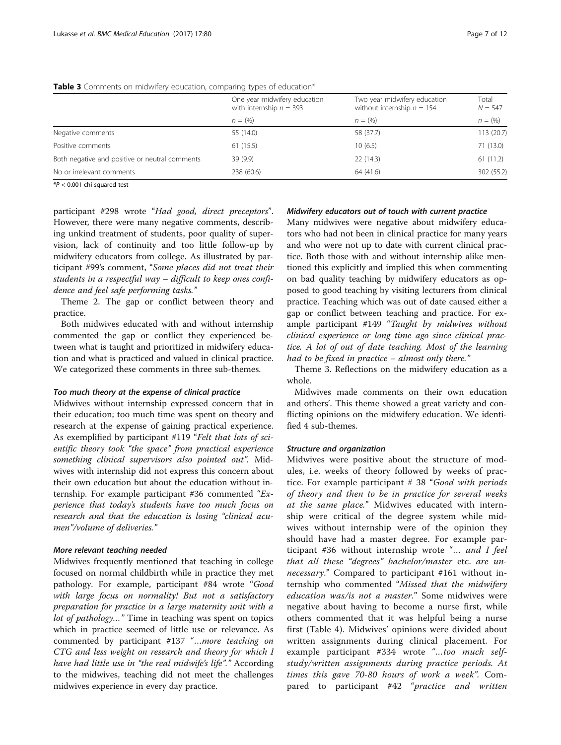**Table 3** Comments on midwifery education, comparing types of education*

| | One year midwifery education with internship $n = 393$ | Two year midwifery education without internship $n = 154$ | Total $N = 547$ |
|---|---|---|---|
| | $n =$ (%) | $n =$ (%) | $n =$ (%) |
| Negative comments | 55 (14.0) | 58 (37.7) | 113 (20.7) |
| Positive comments | 61 (15.5) | 10 (6.5) | 71 (13.0) |
| Both negative and positive or neutral comments | 39 (9.9) | 22 (14.3) | 61 (11.2) |
| No or irrelevant comments | 238 (60.6) | 64 (41.6) | 302 (55.2) |

*$P < 0.001$ chi-squared test

participant #298 wrote "*Had good, direct preceptors*". However, there were many negative comments, describing unkind treatment of students, poor quality of supervision, lack of continuity and too little follow-up by midwifery educators from college. As illustrated by participant #99's comment, "*Some places did not treat their students in a respectful way – difficult to keep ones confidence and feel safe performing tasks.*"

Theme 2. The gap or conflict between theory and practice.

Both midwives educated with and without internship commented the gap or conflict they experienced between what is taught and prioritized in midwifery education and what is practiced and valued in clinical practice. We categorized these comments in three sub-themes.

#### *Too much theory at the expense of clinical practice*

Midwives without internship expressed concern that in their education; too much time was spent on theory and research at the expense of gaining practical experience. As exemplified by participant #119 "*Felt that lots of scientific theory took "the space" from practical experience something clinical supervisors also pointed out*". Midwives with internship did not express this concern about their own education but about the education without internship. For example participant #36 commented "*Experience that today's students have too much focus on research and that the education is losing "clinical acumen"/volume of deliveries.*"

#### *More relevant teaching needed*

Midwives frequently mentioned that teaching in college focused on normal childbirth while in practice they met pathology. For example, participant #84 wrote "*Good with large focus on normality! But not a satisfactory preparation for practice in a large maternity unit with a lot of pathology…*" Time in teaching was spent on topics which in practice seemed of little use or relevance. As commented by participant #137 "*…more teaching on CTG and less weight on research and theory for which I have had little use in "the real midwife's life".*" According to the midwives, teaching did not meet the challenges midwives experience in every day practice.

#### *Midwifery educators out of touch with current practice*

Many midwives were negative about midwifery educators who had not been in clinical practice for many years and who were not up to date with current clinical practice. Both those with and without internship alike mentioned this explicitly and implied this when commenting on bad quality teaching by midwifery educators as opposed to good teaching by visiting lecturers from clinical practice. Teaching which was out of date caused either a gap or conflict between teaching and practice. For example participant #149 "*Taught by midwives without clinical experience or long time ago since clinical practice. A lot of out of date teaching. Most of the learning had to be fixed in practice – almost only there.*"

Theme 3. Reflections on the midwifery education as a whole.

Midwives made comments on their own education and others'. This theme showed a great variety and conflicting opinions on the midwifery education. We identified 4 sub-themes.

#### *Structure and organization*

Midwives were positive about the structure of modules, i.e. weeks of theory followed by weeks of practice. For example participant # 38 "*Good with periods of theory and then to be in practice for several weeks at the same place.*" Midwives educated with internship were critical of the degree system while midwives without internship were of the opinion they should have had a master degree. For example participant #36 without internship wrote "*… and I feel that all these "degrees" bachelor/master etc. are unnecessary.*" Compared to participant #161 without internship who commented "*Missed that the midwifery education was/is not a master.*" Some midwives were negative about having to become a nurse first, while others commented that it was helpful being a nurse first (Table 4). Midwives' opinions were divided about written assignments during clinical placement. For example participant #334 wrote "*…too much self-study/written assignments during practice periods. At times this gave 70-80 hours of work a week*". Compared to participant #42 "*practice and written*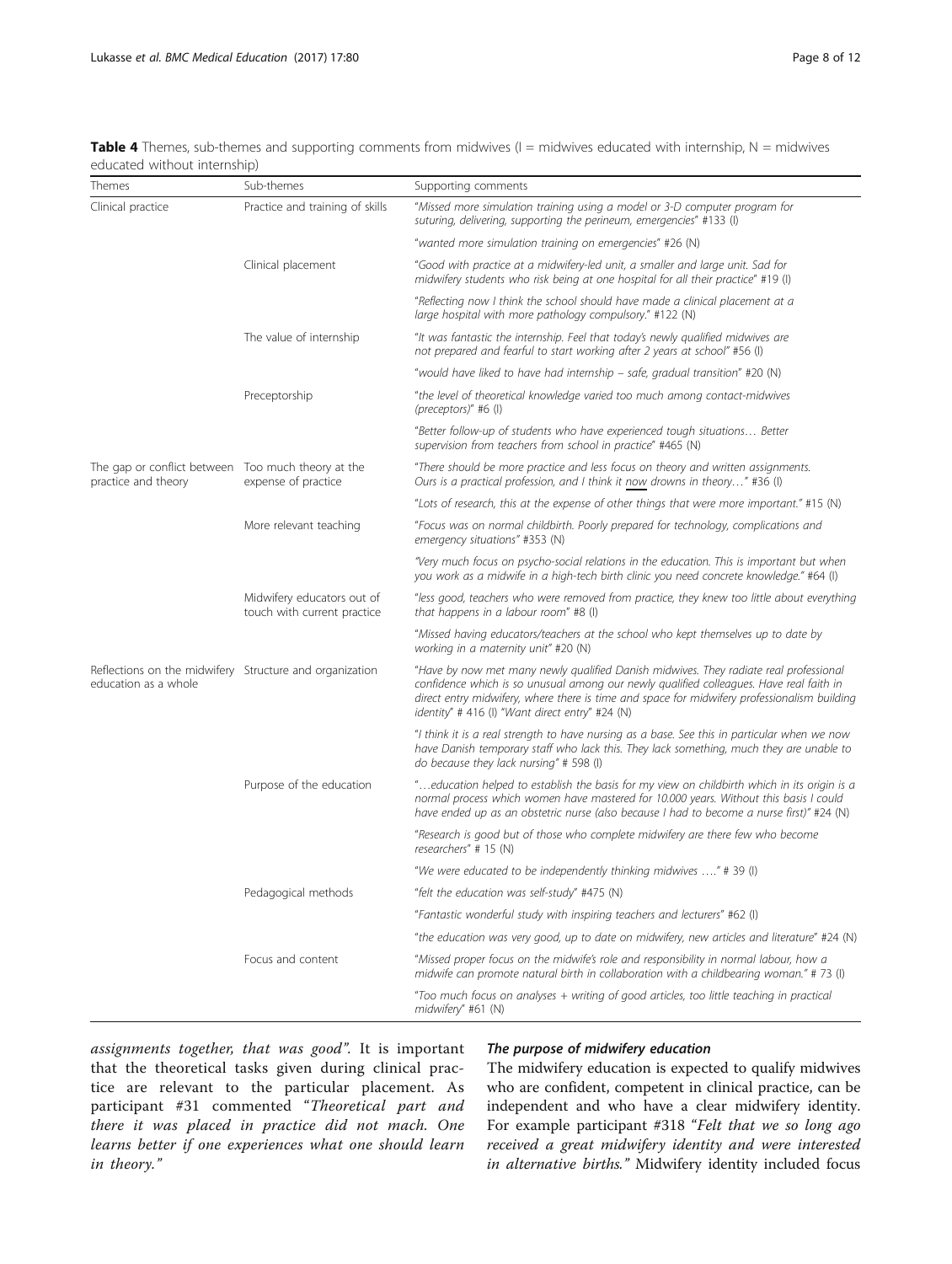**Table 4** Themes, sub-themes and supporting comments from midwives (I = midwives educated with internship, N = midwives educated without internship)

| Themes | Sub-themes | Supporting comments |
| --- | --- | --- |
| Clinical practice | Practice and training of skills | "*Missed more simulation training using a model or 3-D computer program for suturing, delivering, supporting the perineum, emergencies*" #133 (I) |
| | | "*wanted more simulation training on emergencies*" #26 (N) |
| | Clinical placement | "*Good with practice at a midwifery-led unit, a smaller and large unit. Sad for midwifery students who risk being at one hospital for all their practice*" #19 (I) |
| | | "*Reflecting now I think the school should have made a clinical placement at a large hospital with more pathology compulsory.*" #122 (N) |
| | The value of internship | "*It was fantastic the internship. Feel that today's newly qualified midwives are not prepared and fearful to start working after 2 years at school*" #56 (I) |
| | | "*would have liked to have had internship – safe, gradual transition*" #20 (N) |
| | Preceptorship | "*the level of theoretical knowledge varied too much among contact-midwives (preceptors)*" #6 (I) |
| | | "*Better follow-up of students who have experienced tough situations… Better supervision from teachers from school in practice*" #465 (N) |
| The gap or conflict between practice and theory | Too much theory at the expense of practice | "*There should be more practice and less focus on theory and written assignments. Ours is a practical profession, and I think it now drowns in theory…*" #36 (I) |
| | | "*Lots of research, this at the expense of other things that were more important.*" #15 (N) |
| | More relevant teaching | "*Focus was on normal childbirth. Poorly prepared for technology, complications and emergency situations*" #353 (N) |
| | | "*Very much focus on psycho-social relations in the education. This is important but when you work as a midwife in a high-tech birth clinic you need concrete knowledge.*" #64 (I) |
| | Midwifery educators out of touch with current practice | "*less good, teachers who were removed from practice, they knew too little about everything that happens in a labour room*" #8 (I) |
| | | "*Missed having educators/teachers at the school who kept themselves up to date by working in a maternity unit*" #20 (N) |
| Reflections on the midwifery education as a whole | Structure and organization | "*Have by now met many newly qualified Danish midwives. They radiate real professional confidence which is so unusual among our newly qualified colleagues. Have real faith in direct entry midwifery, where there is time and space for midwifery professionalism building identity*" # 416 (I) "*Want direct entry*" #24 (N) |
| | | "*I think it is a real strength to have nursing as a base. See this in particular when we now have Danish temporary staff who lack this. They lack something, much they are unable to do because they lack nursing*" # 598 (I) |
| | Purpose of the education | "*…education helped to establish the basis for my view on childbirth which in its origin is a normal process which women have mastered for 10.000 years. Without this basis I could have ended up as an obstetric nurse (also because I had to become a nurse first)*" #24 (N) |
| | | "*Research is good but of those who complete midwifery are there few who become researchers*" # 15 (N) |
| | | "*We were educated to be independently thinking midwives ….*" # 39 (I) |
| | Pedagogical methods | "*felt the education was self-study*" #475 (N) |
| | | "*Fantastic wonderful study with inspiring teachers and lecturers*" #62 (I) |
| | | "*the education was very good, up to date on midwifery, new articles and literature*" #24 (N) |
| | Focus and content | "*Missed proper focus on the midwife's role and responsibility in normal labour, how a midwife can promote natural birth in collaboration with a childbearing woman.*" # 73 (I) |
| | | "*Too much focus on analyses + writing of good articles, too little teaching in practical midwifery*" #61 (N) |

*assignments together, that was good"*. It is important that the theoretical tasks given during clinical practice are relevant to the particular placement. As participant #31 commented "*Theoretical part and there it was placed in practice did not mach. One learns better if one experiences what one should learn in theory.*"

#### The purpose of midwifery education

The midwifery education is expected to qualify midwives who are confident, competent in clinical practice, can be independent and who have a clear midwifery identity. For example participant #318 "*Felt that we so long ago received a great midwifery identity and were interested in alternative births.*" Midwifery identity included focus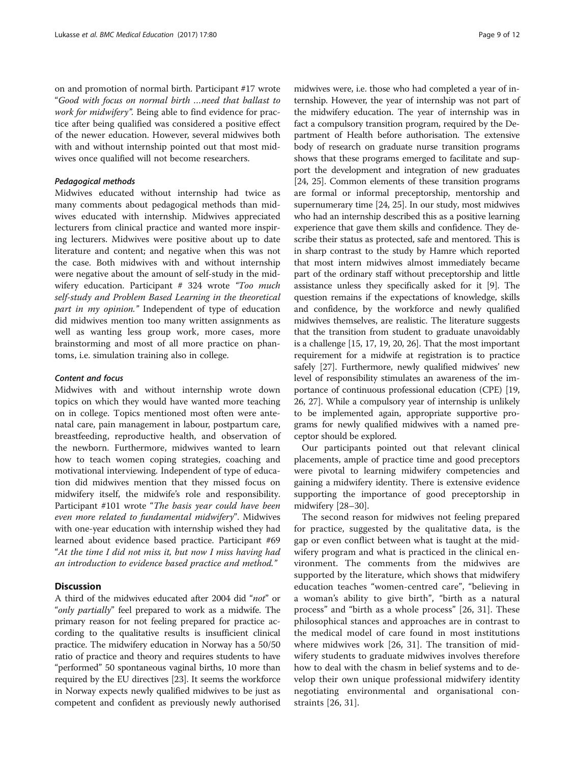on and promotion of normal birth. Participant #17 wrote "*Good with focus on normal birth …need that ballast to work for midwifery".* Being able to find evidence for practice after being qualified was considered a positive effect of the newer education. However, several midwives both with and without internship pointed out that most midwives once qualified will not become researchers.

#### *Pedagogical methods*

Midwives educated without internship had twice as many comments about pedagogical methods than midwives educated with internship. Midwives appreciated lecturers from clinical practice and wanted more inspiring lecturers. Midwives were positive about up to date literature and content; and negative when this was not the case. Both midwives with and without internship were negative about the amount of self-study in the midwifery education. Participant # 324 wrote *"Too much self-study and Problem Based Learning in the theoretical part in my opinion."* Independent of type of education did midwives mention too many written assignments as well as wanting less group work, more cases, more brainstorming and most of all more practice on phantoms, i.e. simulation training also in college.

#### *Content and focus*

Midwives with and without internship wrote down topics on which they would have wanted more teaching on in college. Topics mentioned most often were antenatal care, pain management in labour, postpartum care, breastfeeding, reproductive health, and observation of the newborn. Furthermore, midwives wanted to learn how to teach women coping strategies, coaching and motivational interviewing. Independent of type of education did midwives mention that they missed focus on midwifery itself, the midwife's role and responsibility. Participant #101 wrote "*The basis year could have been even more related to fundamental midwifery*". Midwives with one-year education with internship wished they had learned about evidence based practice. Participant #69 "*At the time I did not miss it, but now I miss having had an introduction to evidence based practice and method."*

## Discussion

A third of the midwives educated after 2004 did "*not*" or "*only partially*" feel prepared to work as a midwife. The primary reason for not feeling prepared for practice according to the qualitative results is insufficient clinical practice. The midwifery education in Norway has a 50/50 ratio of practice and theory and requires students to have "performed" 50 spontaneous vaginal births, 10 more than required by the EU directives [23]. It seems the workforce in Norway expects newly qualified midwives to be just as competent and confident as previously newly authorised midwives were, i.e. those who had completed a year of internship. However, the year of internship was not part of the midwifery education. The year of internship was in fact a compulsory transition program, required by the Department of Health before authorisation. The extensive body of research on graduate nurse transition programs shows that these programs emerged to facilitate and support the development and integration of new graduates [24, 25]. Common elements of these transition programs are formal or informal preceptorship, mentorship and supernumerary time [24, 25]. In our study, most midwives who had an internship described this as a positive learning experience that gave them skills and confidence. They describe their status as protected, safe and mentored. This is in sharp contrast to the study by Hamre which reported that most intern midwives almost immediately became part of the ordinary staff without preceptorship and little assistance unless they specifically asked for it [9]. The question remains if the expectations of knowledge, skills and confidence, by the workforce and newly qualified midwives themselves, are realistic. The literature suggests that the transition from student to graduate unavoidably is a challenge [15, 17, 19, 20, 26]. That the most important requirement for a midwife at registration is to practice safely [27]. Furthermore, newly qualified midwives' new level of responsibility stimulates an awareness of the importance of continuous professional education (CPE) [19, 26, 27]. While a compulsory year of internship is unlikely to be implemented again, appropriate supportive programs for newly qualified midwives with a named preceptor should be explored.

Our participants pointed out that relevant clinical placements, ample of practice time and good preceptors were pivotal to learning midwifery competencies and gaining a midwifery identity. There is extensive evidence supporting the importance of good preceptorship in midwifery [28–30].

The second reason for midwives not feeling prepared for practice, suggested by the qualitative data, is the gap or even conflict between what is taught at the midwifery program and what is practiced in the clinical environment. The comments from the midwives are supported by the literature, which shows that midwifery education teaches "women-centred care", "believing in a woman's ability to give birth", "birth as a natural process" and "birth as a whole process" [26, 31]. These philosophical stances and approaches are in contrast to the medical model of care found in most institutions where midwives work [26, 31]. The transition of midwifery students to graduate midwives involves therefore how to deal with the chasm in belief systems and to develop their own unique professional midwifery identity negotiating environmental and organisational constraints [26, 31].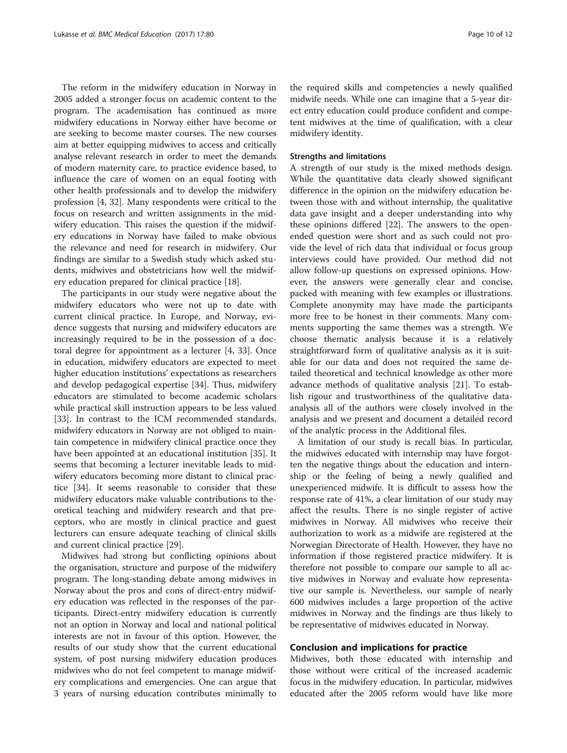The reform in the midwifery education in Norway in 2005 added a stronger focus on academic content to the program. The academisation has continued as more midwifery educations in Norway either have become or are seeking to become master courses. The new courses aim at better equipping midwives to access and critically analyse relevant research in order to meet the demands of modern maternity care, to practice evidence based, to influence the care of women on an equal footing with other health professionals and to develop the midwifery profession [4, 32]. Many respondents were critical to the focus on research and written assignments in the midwifery education. This raises the question if the midwifery educations in Norway have failed to make obvious the relevance and need for research in midwifery. Our findings are similar to a Swedish study which asked students, midwives and obstetricians how well the midwifery education prepared for clinical practice [18].

The participants in our study were negative about the midwifery educators who were not up to date with current clinical practice. In Europe, and Norway, evidence suggests that nursing and midwifery educators are increasingly required to be in the possession of a doctoral degree for appointment as a lecturer [4, 33]. Once in education, midwifery educators are expected to meet higher education institutions' expectations as researchers and develop pedagogical expertise [34]. Thus, midwifery educators are stimulated to become academic scholars while practical skill instruction appears to be less valued [33]. In contrast to the ICM recommended standards, midwifery educators in Norway are not obliged to maintain competence in midwifery clinical practice once they have been appointed at an educational institution [35]. It seems that becoming a lecturer inevitable leads to midwifery educators becoming more distant to clinical practice [34]. It seems reasonable to consider that these midwifery educators make valuable contributions to theoretical teaching and midwifery research and that preceptors, who are mostly in clinical practice and guest lecturers can ensure adequate teaching of clinical skills and current clinical practice [29].

Midwives had strong but conflicting opinions about the organisation, structure and purpose of the midwifery program. The long-standing debate among midwives in Norway about the pros and cons of direct-entry midwifery education was reflected in the responses of the participants. Direct-entry midwifery education is currently not an option in Norway and local and national political interests are not in favour of this option. However, the results of our study show that the current educational system, of post nursing midwifery education produces midwives who do not feel competent to manage midwifery complications and emergencies. One can argue that 3 years of nursing education contributes minimally to the required skills and competencies a newly qualified midwife needs. While one can imagine that a 5-year direct entry education could produce confident and competent midwives at the time of qualification, with a clear midwifery identity.

### Strengths and limitations

A strength of our study is the mixed methods design. While the quantitative data clearly showed significant difference in the opinion on the midwifery education between those with and without internship, the qualitative data gave insight and a deeper understanding into why these opinions differed [22]. The answers to the open-ended question were short and as such could not provide the level of rich data that individual or focus group interviews could have provided. Our method did not allow follow-up questions on expressed opinions. However, the answers were generally clear and concise, packed with meaning with few examples or illustrations. Complete anonymity may have made the participants more free to be honest in their comments. Many comments supporting the same themes was a strength. We choose thematic analysis because it is a relatively straightforward form of qualitative analysis as it is suitable for our data and does not required the same detailed theoretical and technical knowledge as other more advance methods of qualitative analysis [21]. To establish rigour and trustworthiness of the qualitative data-analysis all of the authors were closely involved in the analysis and we present and document a detailed record of the analytic process in the Additional files.

A limitation of our study is recall bias. In particular, the midwives educated with internship may have forgotten the negative things about the education and internship or the feeling of being a newly qualified and unexperienced midwife. It is difficult to assess how the response rate of 41%, a clear limitation of our study may affect the results. There is no single register of active midwives in Norway. All midwives who receive their authorization to work as a midwife are registered at the Norwegian Directorate of Health. However, they have no information if those registered practice midwifery. It is therefore not possible to compare our sample to all active midwives in Norway and evaluate how representative our sample is. Nevertheless, our sample of nearly 600 midwives includes a large proportion of the active midwives in Norway and the findings are thus likely to be representative of midwives educated in Norway.

## Conclusion and implications for practice

Midwives, both those educated with internship and those without were critical of the increased academic focus in the midwifery education. In particular, midwives educated after the 2005 reform would have like more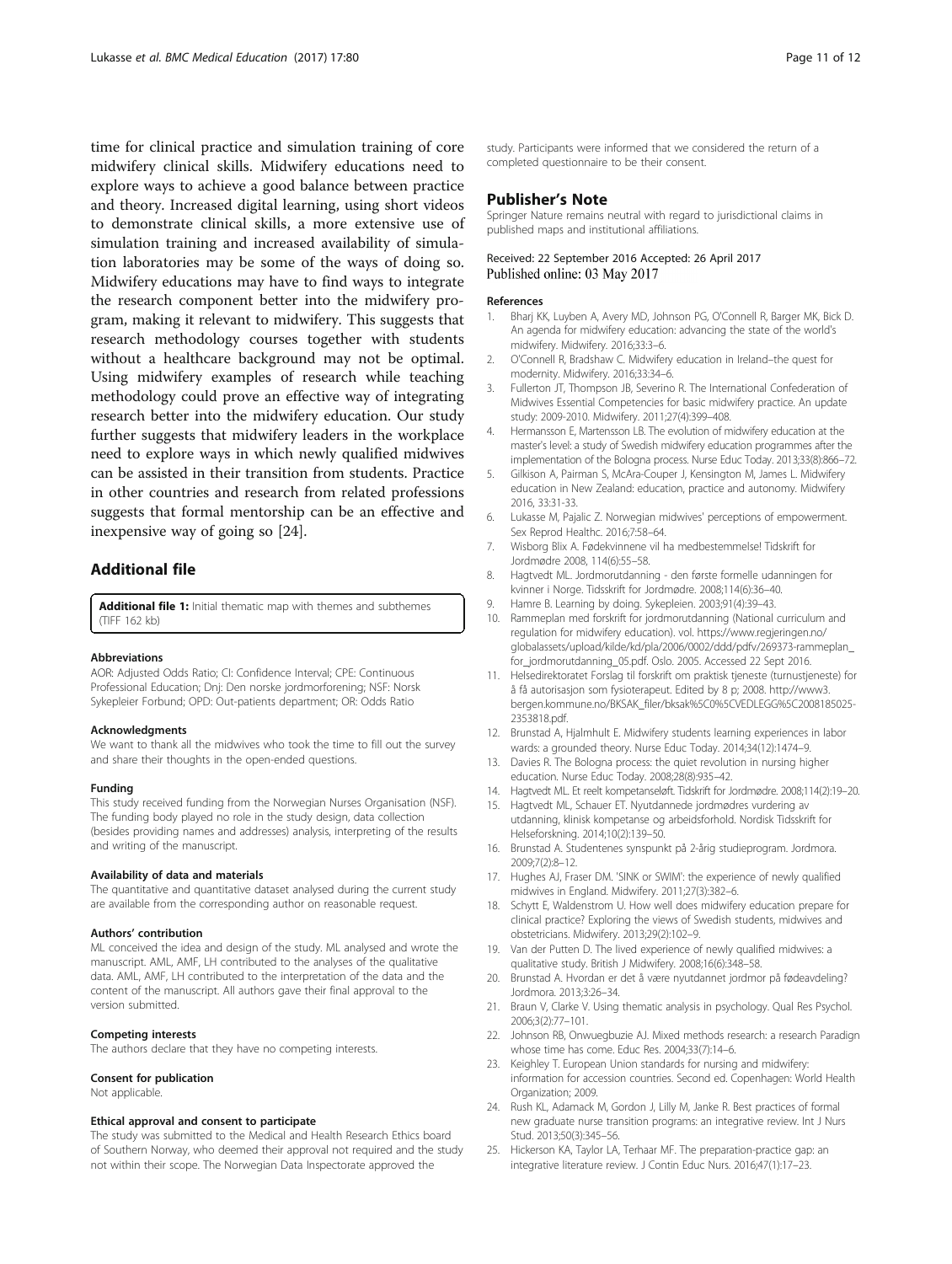time for clinical practice and simulation training of core midwifery clinical skills. Midwifery educations need to explore ways to achieve a good balance between practice and theory. Increased digital learning, using short videos to demonstrate clinical skills, a more extensive use of simulation training and increased availability of simulation laboratories may be some of the ways of doing so. Midwifery educations may have to find ways to integrate the research component better into the midwifery program, making it relevant to midwifery. This suggests that research methodology courses together with students without a healthcare background may not be optimal. Using midwifery examples of research while teaching methodology could prove an effective way of integrating research better into the midwifery education. Our study further suggests that midwifery leaders in the workplace need to explore ways in which newly qualified midwives can be assisted in their transition from students. Practice in other countries and research from related professions suggests that formal mentorship can be an effective and inexpensive way of going so [24].

## Additional file

**Additional file 1:** Initial thematic map with themes and subthemes (TIFF 162 kb)

#### Abbreviations

AOR: Adjusted Odds Ratio; CI: Confidence Interval; CPE: Continuous Professional Education; Dnj: Den norske jordmorforening; NSF: Norsk Sykepleier Forbund; OPD: Out-patients department; OR: Odds Ratio

#### Acknowledgments

We want to thank all the midwives who took the time to fill out the survey and share their thoughts in the open-ended questions.

#### Funding

This study received funding from the Norwegian Nurses Organisation (NSF). The funding body played no role in the study design, data collection (besides providing names and addresses) analysis, interpreting of the results and writing of the manuscript.

#### Availability of data and materials

The quantitative and quantitative dataset analysed during the current study are available from the corresponding author on reasonable request.

#### Authors' contribution

ML conceived the idea and design of the study. ML analysed and wrote the manuscript. AML, AMF, LH contributed to the analyses of the qualitative data. AML, AMF, LH contributed to the interpretation of the data and the content of the manuscript. All authors gave their final approval to the version submitted.

#### Competing interests

The authors declare that they have no competing interests.

#### Consent for publication

Not applicable.

#### Ethical approval and consent to participate

The study was submitted to the Medical and Health Research Ethics board of Southern Norway, who deemed their approval not required and the study not within their scope. The Norwegian Data Inspectorate approved the study. Participants were informed that we considered the return of a completed questionnaire to be their consent.

## Publisher's Note

Springer Nature remains neutral with regard to jurisdictional claims in published maps and institutional affiliations.

Received: 22 September 2016 Accepted: 26 April 2017
Published online: 03 May 2017

#### References

1. Bharj KK, Luyben A, Avery MD, Johnson PG, O'Connell R, Barger MK, Bick D. An agenda for midwifery education: advancing the state of the world's midwifery. Midwifery. 2016;33:3–6.
2. O'Connell R, Bradshaw C. Midwifery education in Ireland–the quest for modernity. Midwifery. 2016;33:34–6.
3. Fullerton JT, Thompson JB, Severino R. The International Confederation of Midwives Essential Competencies for basic midwifery practice. An update study: 2009-2010. Midwifery. 2011;27(4):399–408.
4. Hermansson E, Martensson LB. The evolution of midwifery education at the master's level: a study of Swedish midwifery education programmes after the implementation of the Bologna process. Nurse Educ Today. 2013;33(8):866–72.
5. Gilkison A, Pairman S, McAra-Couper J, Kensington M, James L. Midwifery education in New Zealand: education, practice and autonomy. Midwifery 2016, 33:31-33.
6. Lukasse M, Pajalic Z. Norwegian midwives' perceptions of empowerment. Sex Reprod Healthc. 2016;7:58–64.
7. Wisborg Blix A. Fødekvinnene vil ha medbestemmelse! Tidskrift for Jordmødre 2008, 114(6):55–58.
8. Hagtvedt ML. Jordmorutdanning - den første formelle udanningen for kvinner i Norge. Tidsskrift for Jordmødre. 2008;114(6):36–40.
9. Hamre B. Learning by doing. Sykepleien. 2003;91(4):39–43.
10. Rammeplan med forskrift for jordmorutdanning (National curriculum and regulation for midwifery education). vol. https://www.regjeringen.no/globalassets/upload/kilde/kd/pla/2006/0002/ddd/pdfv/269373-rammeplan_for_jordmorutdanning_05.pdf. Oslo. 2005. Accessed 22 Sept 2016.
11. Helsedirektoratet Forslag til forskrift om praktisk tjeneste (turnustjeneste) for å få autorisasjon som fysioterapeut. Edited by 8 p; 2008. http://www3.bergen.kommune.no/BKSAK_filer/bksak%5C0%5CVEDLEGG%5C2008185025-2353818.pdf.
12. Brunstad A, Hjalmhult E. Midwifery students learning experiences in labor wards: a grounded theory. Nurse Educ Today. 2014;34(12):1474–9.
13. Davies R. The Bologna process: the quiet revolution in nursing higher education. Nurse Educ Today. 2008;28(8):935–42.
14. Hagtvedt ML. Et reelt kompetanseløft. Tidskrift for Jordmødre. 2008;114(2):19–20.
15. Hagtvedt ML, Schauer ET. Nyutdannede jordmødres vurdering av utdanning, klinisk kompetanse og arbeidsforhold. Nordisk Tidsskrift for Helseforskning. 2014;10(2):139–50.
16. Brunstad A. Studentenes synspunkt på 2-årig studieprogram. Jordmora. 2009;7(2):8–12.
17. Hughes AJ, Fraser DM. 'SINK or SWIM': the experience of newly qualified midwives in England. Midwifery. 2011;27(3):382–6.
18. Schytt E, Waldenstrom U. How well does midwifery education prepare for clinical practice? Exploring the views of Swedish students, midwives and obstetricians. Midwifery. 2013;29(2):102–9.
19. Van der Putten D. The lived experience of newly qualified midwives: a qualitative study. British J Midwifery. 2008;16(6):348–58.
20. Brunstad A. Hvordan er det å være nyutdannet jordmor på fødeavdeling? Jordmora. 2013;3:26–34.
21. Braun V, Clarke V. Using thematic analysis in psychology. Qual Res Psychol. 2006;3(2):77–101.
22. Johnson RB, Onwuegbuzie AJ. Mixed methods research: a research Paradign whose time has come. Educ Res. 2004;33(7):14–6.
23. Keighley T. European Union standards for nursing and midwifery: information for accession countries. Second ed. Copenhagen: World Health Organization; 2009.
24. Rush KL, Adamack M, Gordon J, Lilly M, Janke R. Best practices of formal new graduate nurse transition programs: an integrative review. Int J Nurs Stud. 2013;50(3):345–56.
25. Hickerson KA, Taylor LA, Terhaar MF. The preparation-practice gap: an integrative literature review. J Contin Educ Nurs. 2016;47(1):17–23.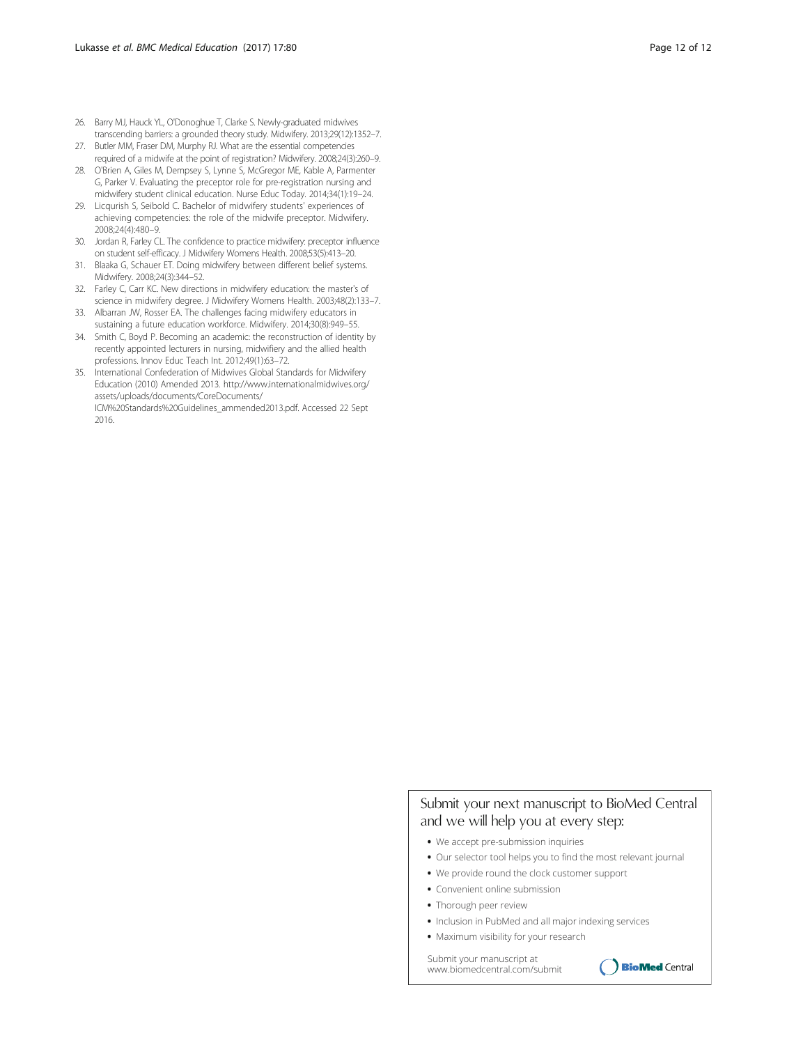26. Barry MJ, Hauck YL, O'Donoghue T, Clarke S. Newly-graduated midwives transcending barriers: a grounded theory study. Midwifery. 2013;29(12):1352–7.
27. Butler MM, Fraser DM, Murphy RJ. What are the essential competencies required of a midwife at the point of registration? Midwifery. 2008;24(3):260–9.
28. O'Brien A, Giles M, Dempsey S, Lynne S, McGregor ME, Kable A, Parmenter G, Parker V. Evaluating the preceptor role for pre-registration nursing and midwifery student clinical education. Nurse Educ Today. 2014;34(1):19–24.
29. Licqurish S, Seibold C. Bachelor of midwifery students' experiences of achieving competencies: the role of the midwife preceptor. Midwifery. 2008;24(4):480–9.
30. Jordan R, Farley CL. The confidence to practice midwifery: preceptor influence on student self-efficacy. J Midwifery Womens Health. 2008;53(5):413–20.
31. Blaaka G, Schauer ET. Doing midwifery between different belief systems. Midwifery. 2008;24(3):344–52.
32. Farley C, Carr KC. New directions in midwifery education: the master's of science in midwifery degree. J Midwifery Womens Health. 2003;48(2):133–7.
33. Albarran JW, Rosser EA. The challenges facing midwifery educators in sustaining a future education workforce. Midwifery. 2014;30(8):949–55.
34. Smith C, Boyd P. Becoming an academic: the reconstruction of identity by recently appointed lecturers in nursing, midwifiery and the allied health professions. Innov Educ Teach Int. 2012;49(1):63–72.
35. International Confederation of Midwives Global Standards for Midwifery Education (2010) Amended 2013. http://www.internationalmidwives.org/assets/uploads/documents/CoreDocuments/ICM%20Standards%20Guidelines_ammended2013.pdf. Accessed 22 Sept 2016.

Submit your next manuscript to BioMed Central and we will help you at every step:

- We accept pre-submission inquiries
- Our selector tool helps you to find the most relevant journal
- We provide round the clock customer support
- Convenient online submission
- Thorough peer review
- Inclusion in PubMed and all major indexing services
- Maximum visibility for your research

Submit your manuscript at www.biomedcentral.com/submit

BioMed Central